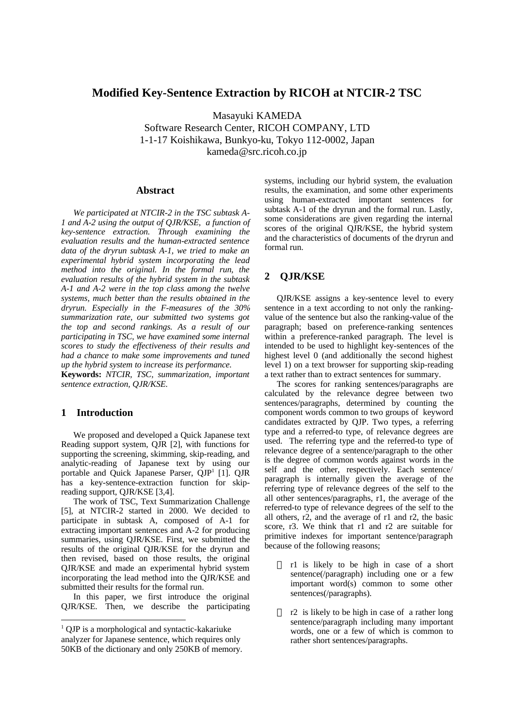# Modified Key-Sentence Extraction by RICOH at NTCIR-2 TSC

Masayuki KAMEDA
Software Research Center, RICOH COMPANY, LTD
1-1-17 Koishikawa, Bunkyo-ku, Tokyo 112-0002, Japan
kameda@src.ricoh.co.jp

### Abstract

*We participated at NTCIR-2 in the TSC subtask A-1 and A-2 using the output of QJR/KSE, a function of key-sentence extraction. Through examining the evaluation results and the human-extracted sentence data of the dryrun subtask A-1, we tried to make an experimental hybrid system incorporating the lead method into the original. In the formal run, the evaluation results of the hybrid system in the subtask A-1 and A-2 were in the top class among the twelve systems, much better than the results obtained in the dryrun. Especially in the F-measures of the 30% summarization rate, our submitted two systems got the top and second rankings. As a result of our participating in TSC, we have examined some internal scores to study the effectiveness of their results and had a chance to make some improvements and tuned up the hybrid system to increase its performance.*

**Keywords:** *NTCIR, TSC, summarization, important sentence extraction, QJR/KSE.*

## 1 Introduction

We proposed and developed a Quick Japanese text Reading support system, QJR [2], with functions for supporting the screening, skimming, skip-reading, and analytic-reading of Japanese text by using our portable and Quick Japanese Parser, QJP[1] [1]. QJR has a key-sentence-extraction function for skip-reading support, QJR/KSE [3,4].

The work of TSC, Text Summarization Challenge [5], at NTCIR-2 started in 2000. We decided to participate in subtask A, composed of A-1 for extracting important sentences and A-2 for producing summaries, using QJR/KSE. First, we submitted the results of the original QJR/KSE for the dryrun and then revised, based on those results, the original QJR/KSE and made an experimental hybrid system incorporating the lead method into the QJR/KSE and submitted their results for the formal run.

In this paper, we first introduce the original QJR/KSE. Then, we describe the participating systems, including our hybrid system, the evaluation results, the examination, and some other experiments using human-extracted important sentences for subtask A-1 of the dryrun and the formal run. Lastly, some considerations are given regarding the internal scores of the original QJR/KSE, the hybrid system and the characteristics of documents of the dryrun and formal run.

[1] QJP is a morphological and syntactic-kakariuke analyzer for Japanese sentence, which requires only 50KB of the dictionary and only 250KB of memory.

## 2 QJR/KSE

QJR/KSE assigns a key-sentence level to every sentence in a text according to not only the ranking-value of the sentence but also the ranking-value of the paragraph; based on preference-ranking sentences within a preference-ranked paragraph. The level is intended to be used to highlight key-sentences of the highest level 0 (and additionally the second highest level 1) on a text browser for supporting skip-reading a text rather than to extract sentences for summary.

The scores for ranking sentences/paragraphs are calculated by the relevance degree between two sentences/paragraphs, determined by counting the component words common to two groups of keyword candidates extracted by QJP. Two types, a referring type and a referred-to type, of relevance degrees are used. The referring type and the referred-to type of relevance degree of a sentence/paragraph to the other is the degree of common words against words in the self and the other, respectively. Each sentence/paragraph is internally given the average of the referring type of relevance degrees of the self to the all other sentences/paragraphs, r1, the average of the referred-to type of relevance degrees of the self to the all others, r2, and the average of r1 and r2, the basic score, r3. We think that r1 and r2 are suitable for primitive indexes for important sentence/paragraph because of the following reasons;

- r1 is likely to be high in case of a short sentence(/paragraph) including one or a few important word(s) common to some other sentences(/paragraphs).
- r2 is likely to be high in case of a rather long sentence/paragraph including many important words, one or a few of which is common to rather short sentences/paragraphs.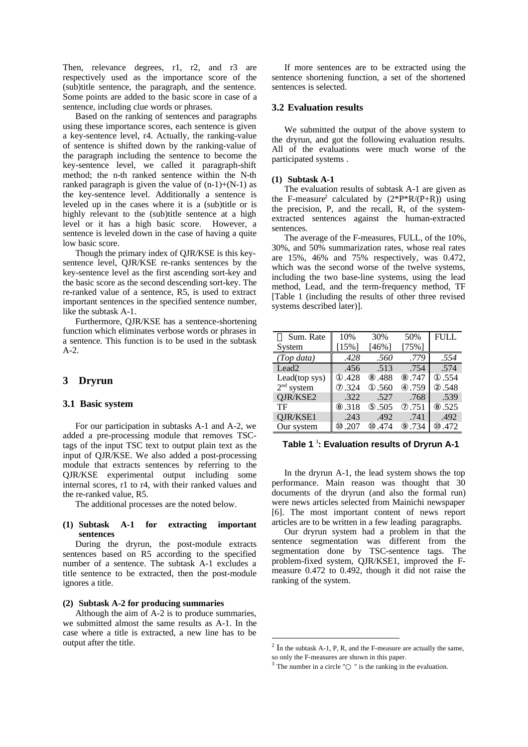Then, relevance degrees, r1, r2, and r3 are respectively used as the importance score of the (sub)title sentence, the paragraph, and the sentence. Some points are added to the basic score in case of a sentence, including clue words or phrases.

Based on the ranking of sentences and paragraphs using these importance scores, each sentence is given a key-sentence level, r4. Actually, the ranking-value of sentence is shifted down by the ranking-value of the paragraph including the sentence to become the key-sentence level, we called it paragraph-shift method; the n-th ranked sentence within the N-th ranked paragraph is given the value of (n-1)+(N-1) as the key-sentence level. Additionally a sentence is leveled up in the cases where it is a (sub)title or is highly relevant to the (sub)title sentence at a high level or it has a high basic score. However, a sentence is leveled down in the case of having a quite low basic score.

Though the primary index of QJR/KSE is this key-sentence level, QJR/KSE re-ranks sentences by the key-sentence level as the first ascending sort-key and the basic score as the second descending sort-key. The re-ranked value of a sentence, R5, is used to extract important sentences in the specified sentence number, like the subtask A-1.

Furthermore, QJR/KSE has a sentence-shortening function which eliminates verbose words or phrases in a sentence. This function is to be used in the subtask A-2.

## 3 Dryrun

### 3.1 Basic system

For our participation in subtasks A-1 and A-2, we added a pre-processing module that removes TSC-tags of the input TSC text to output plain text as the input of QJR/KSE. We also added a post-processing module that extracts sentences by referring to the QJR/KSE experimental output including some internal scores, r1 to r4, with their ranked values and the re-ranked value, R5.

The additional processes are the noted below.

**(1) Subtask A-1 for extracting important sentences**

During the dryrun, the post-module extracts sentences based on R5 according to the specified number of a sentence. The subtask A-1 excludes a title sentence to be extracted, then the post-module ignores a title.

**(2) Subtask A-2 for producing summaries**

Although the aim of A-2 is to produce summaries, we submitted almost the same results as A-1. In the case where a title is extracted, a new line has to be output after the title.

If more sentences are to be extracted using the sentence shortening function, a set of the shortened sentences is selected.

### 3.2 Evaluation results

We submitted the output of the above system to the dryrun, and got the following evaluation results. All of the evaluations were much worse of the participated systems .

**(1) Subtask A-1**

The evaluation results of subtask A-1 are given as the F-measure[2] calculated by (2\*P\*R/(P+R)) using the precision, P, and the recall, R, of the system-extracted sentences against the human-extracted sentences.

The average of the F-measures, FULL, of the 10%, 30%, and 50% summarization rates, whose real rates are 15%, 46% and 75% respectively, was 0.472, which was the second worse of the twelve systems, including the two base-line systems, using the lead method, Lead, and the term-frequency method, TF [Table 1 (including the results of other three revised systems described later)].

| Sum. Rate / System | 10% [15%] | 30% [46%] | 50% [75%] | FULL |
|---|---|---|---|---|
| *(Top data)* | *.428* | *.560* | *.779* | *.554* |
| Lead2 | .456 | .513 | .754 | .574 |
| Lead(top sys) | ① .428 | ⑧ .488 | ⑧ .747 | ① .554 |
| 2nd system | ⑦ .324 | ① .560 | ④ .759 | ② .548 |
| QJR/KSE2 | .322 | .527 | .768 | .539 |
| TF | ⑧ .318 | ⑤ .505 | ⑦ .751 | ⑧ .525 |
| QJR/KSE1 | .243 | .492 | .741 | .492 |
| Our system | ⑩ .207 | ⑩ .474 | ⑨ .734 | ⑩ .472 |

**Table 1 [3]: Evaluation results of Dryrun A-1**

In the dryrun A-1, the lead system shows the top performance. Main reason was thought that 30 documents of the dryrun (and also the formal run) were news articles selected from Mainichi newspaper [6]. The most important content of news report articles are to be written in a few leading paragraphs.

Our dryrun system had a problem in that the sentence segmentation was different from the segmentation done by TSC-sentence tags. The problem-fixed system, QJR/KSE1, improved the F-measure 0.472 to 0.492, though it did not raise the ranking of the system.

---

[2] In the subtask A-1, P, R, and the F-measure are actually the same, so only the F-measures are shown in this paper.

[3] The number in a circle "○ " is the ranking in the evaluation.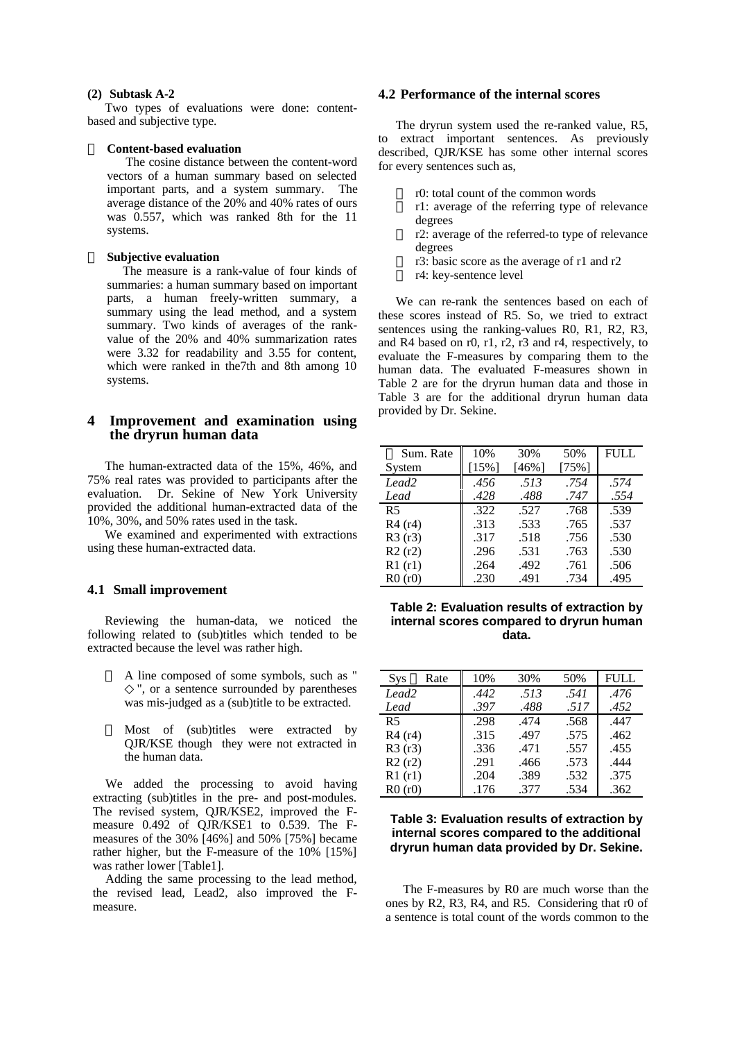**(2) Subtask A-2**

Two types of evaluations were done: content-based and subjective type.

- **Content-based evaluation**

  The cosine distance between the content-word vectors of a human summary based on selected important parts, and a system summary. The average distance of the 20% and 40% rates of ours was 0.557, which was ranked 8th for the 11 systems.

- **Subjective evaluation**

  The measure is a rank-value of four kinds of summaries: a human summary based on important parts, a human freely-written summary, a summary using the lead method, and a system summary. Two kinds of averages of the rank-value of the 20% and 40% summarization rates were 3.32 for readability and 3.55 for content, which were ranked in the7th and 8th among 10 systems.

## 4 Improvement and examination using the dryrun human data

The human-extracted data of the 15%, 46%, and 75% real rates was provided to participants after the evaluation. Dr. Sekine of New York University provided the additional human-extracted data of the 10%, 30%, and 50% rates used in the task.

We examined and experimented with extractions using these human-extracted data.

### 4.1 Small improvement

Reviewing the human-data, we noticed the following related to (sub)titles which tended to be extracted because the level was rather high.

- A line composed of some symbols, such as " ◇ ", or a sentence surrounded by parentheses was mis-judged as a (sub)title to be extracted.

- Most of (sub)titles were extracted by QJR/KSE though they were not extracted in the human data.

We added the processing to avoid having extracting (sub)titles in the pre- and post-modules. The revised system, QJR/KSE2, improved the F-measure 0.492 of QJR/KSE1 to 0.539. The F-measures of the 30% [46%] and 50% [75%] became rather higher, but the F-measure of the 10% [15%] was rather lower [Table1].

Adding the same processing to the lead method, the revised lead, Lead2, also improved the F-measure.

### 4.2 Performance of the internal scores

The dryrun system used the re-ranked value, R5, to extract important sentences. As previously described, QJR/KSE has some other internal scores for every sentences such as,

- r0: total count of the common words
- r1: average of the referring type of relevance degrees
- r2: average of the referred-to type of relevance degrees
- r3: basic score as the average of r1 and r2
- r4: key-sentence level

We can re-rank the sentences based on each of these scores instead of R5. So, we tried to extract sentences using the ranking-values R0, R1, R2, R3, and R4 based on r0, r1, r2, r3 and r4, respectively, to evaluate the F-measures by comparing them to the human data. The evaluated F-measures shown in Table 2 are for the dryrun human data and those in Table 3 are for the additional dryrun human data provided by Dr. Sekine.

| Sum. Rate / System | 10% [15%] | 30% [46%] | 50% [75%] | FULL |
|---|---|---|---|---|
| *Lead2* | *.456* | *.513* | *.754* | *.574* |
| *Lead* | *.428* | *.488* | *.747* | *.554* |
| R5 | .322 | .527 | .768 | .539 |
| R4 (r4) | .313 | .533 | .765 | .537 |
| R3 (r3) | .317 | .518 | .756 | .530 |
| R2 (r2) | .296 | .531 | .763 | .530 |
| R1 (r1) | .264 | .492 | .761 | .506 |
| R0 (r0) | .230 | .491 | .734 | .495 |

**Table 2: Evaluation results of extraction by internal scores compared to dryrun human data.**

| Sys / Rate | 10% | 30% | 50% | FULL |
|---|---|---|---|---|
| *Lead2* | *.442* | *.513* | *.541* | *.476* |
| *Lead* | *.397* | *.488* | *.517* | *.452* |
| R5 | .298 | .474 | .568 | .447 |
| R4 (r4) | .315 | .497 | .575 | .462 |
| R3 (r3) | .336 | .471 | .557 | .455 |
| R2 (r2) | .291 | .466 | .573 | .444 |
| R1 (r1) | .204 | .389 | .532 | .375 |
| R0 (r0) | .176 | .377 | .534 | .362 |

**Table 3: Evaluation results of extraction by internal scores compared to the additional dryrun human data provided by Dr. Sekine.**

The F-measures by R0 are much worse than the ones by R2, R3, R4, and R5. Considering that r0 of a sentence is total count of the words common to the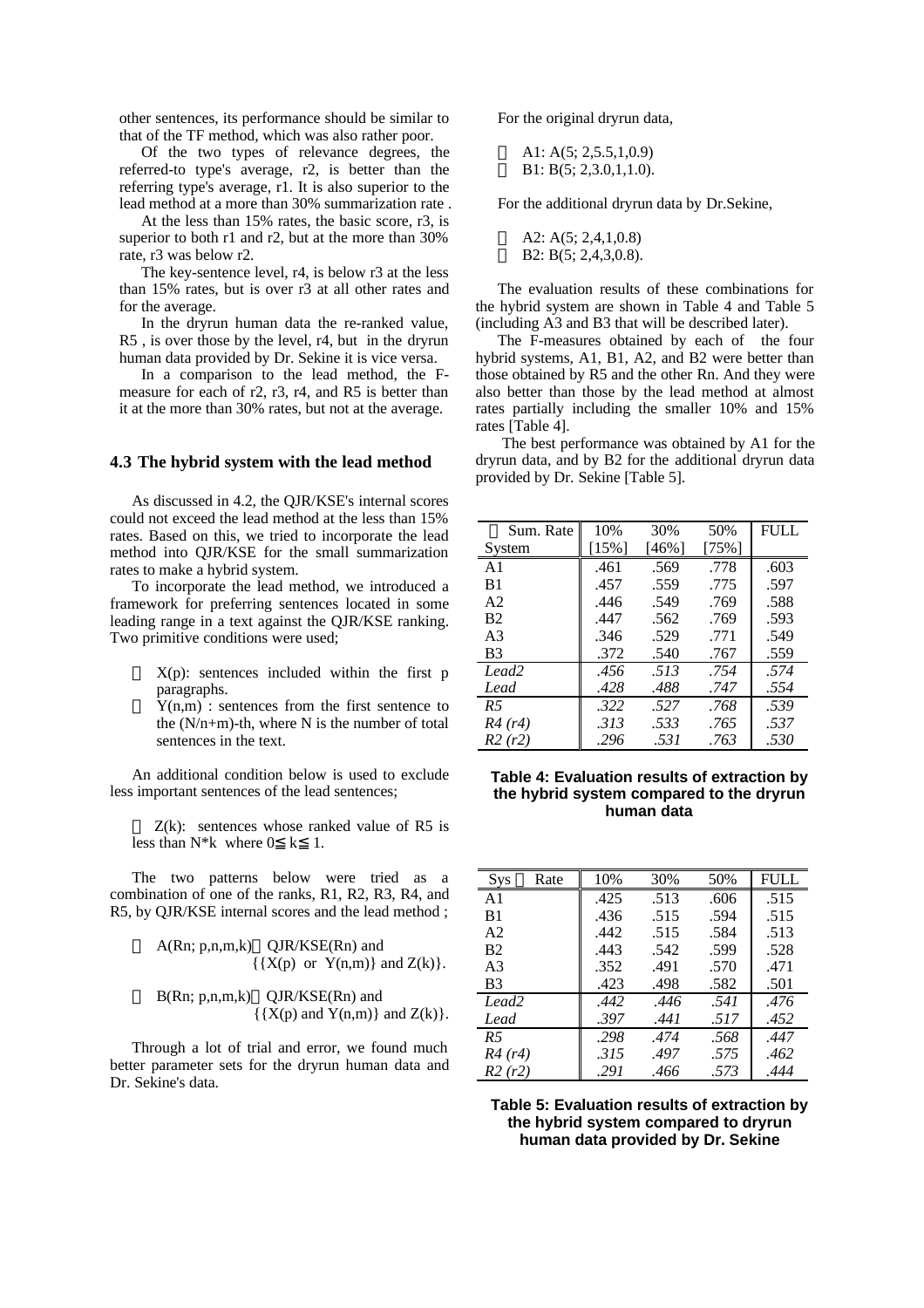other sentences, its performance should be similar to that of the TF method, which was also rather poor.

Of the two types of relevance degrees, the referred-to type's average, r2, is better than the referring type's average, r1. It is also superior to the lead method at a more than 30% summarization rate .

At the less than 15% rates, the basic score, r3, is superior to both r1 and r2, but at the more than 30% rate, r3 was below r2.

The key-sentence level, r4, is below r3 at the less than 15% rates, but is over r3 at all other rates and for the average.

In the dryrun human data the re-ranked value, R5 , is over those by the level, r4, but in the dryrun human data provided by Dr. Sekine it is vice versa.

In a comparison to the lead method, the F-measure for each of r2, r3, r4, and R5 is better than it at the more than 30% rates, but not at the average.

### 4.3 The hybrid system with the lead method

As discussed in 4.2, the QJR/KSE's internal scores could not exceed the lead method at the less than 15% rates. Based on this, we tried to incorporate the lead method into QJR/KSE for the small summarization rates to make a hybrid system.

To incorporate the lead method, we introduced a framework for preferring sentences located in some leading range in a text against the QJR/KSE ranking. Two primitive conditions were used;

- X(p): sentences included within the first p paragraphs.
- Y(n,m) : sentences from the first sentence to the (N/n+m)-th, where N is the number of total sentences in the text.

An additional condition below is used to exclude less important sentences of the lead sentences;

- Z(k): sentences whose ranked value of R5 is less than N*k where $0 \leq k \leq 1$.

The two patterns below were tried as a combination of one of the ranks, R1, R2, R3, R4, and R5, by QJR/KSE internal scores and the lead method ;

- A(Rn; p,n,m,k) QJR/KSE(Rn) and {{X(p) or Y(n,m)} and Z(k)}.
- B(Rn; p,n,m,k) QJR/KSE(Rn) and {{X(p) and Y(n,m)} and Z(k)}.

Through a lot of trial and error, we found much better parameter sets for the dryrun human data and Dr. Sekine's data.

For the original dryrun data,

- A1: A(5; 2,5.5,1,0.9)
- B1: B(5; 2,3.0,1,1.0).

For the additional dryrun data by Dr.Sekine,

- A2: A(5; 2,4,1,0.8)
- B2: B(5; 2,4,3,0.8).

The evaluation results of these combinations for the hybrid system are shown in Table 4 and Table 5 (including A3 and B3 that will be described later).

The F-measures obtained by each of the four hybrid systems, A1, B1, A2, and B2 were better than those obtained by R5 and the other Rn. And they were also better than those by the lead method at almost rates partially including the smaller 10% and 15% rates [Table 4].

The best performance was obtained by A1 for the dryrun data, and by B2 for the additional dryrun data provided by Dr. Sekine [Table 5].

| Sum. Rate System | 10% [15%] | 30% [46%] | 50% [75%] | FULL |
|---|---|---|---|---|
| A1 | .461 | .569 | .778 | .603 |
| B1 | .457 | .559 | .775 | .597 |
| A2 | .446 | .549 | .769 | .588 |
| B2 | .447 | .562 | .769 | .593 |
| A3 | .346 | .529 | .771 | .549 |
| B3 | .372 | .540 | .767 | .559 |
| *Lead2* | *.456* | *.513* | *.754* | *.574* |
| *Lead* | *.428* | *.488* | *.747* | *.554* |
| *R5* | *.322* | *.527* | *.768* | *.539* |
| *R4 (r4)* | *.313* | *.533* | *.765* | *.537* |
| *R2 (r2)* | *.296* | *.531* | *.763* | *.530* |

**Table 4: Evaluation results of extraction by the hybrid system compared to the dryrun human data**

| Sys Rate | 10% | 30% | 50% | FULL |
|---|---|---|---|---|
| A1 | .425 | .513 | .606 | .515 |
| B1 | .436 | .515 | .594 | .515 |
| A2 | .442 | .515 | .584 | .513 |
| B2 | .443 | .542 | .599 | .528 |
| A3 | .352 | .491 | .570 | .471 |
| B3 | .423 | .498 | .582 | .501 |
| *Lead2* | *.442* | *.446* | *.541* | *.476* |
| *Lead* | *.397* | *.441* | *.517* | *.452* |
| *R5* | *.298* | *.474* | *.568* | *.447* |
| *R4 (r4)* | *.315* | *.497* | *.575* | *.462* |
| *R2 (r2)* | *.291* | *.466* | *.573* | *.444* |

**Table 5: Evaluation results of extraction by the hybrid system compared to dryrun human data provided by Dr. Sekine**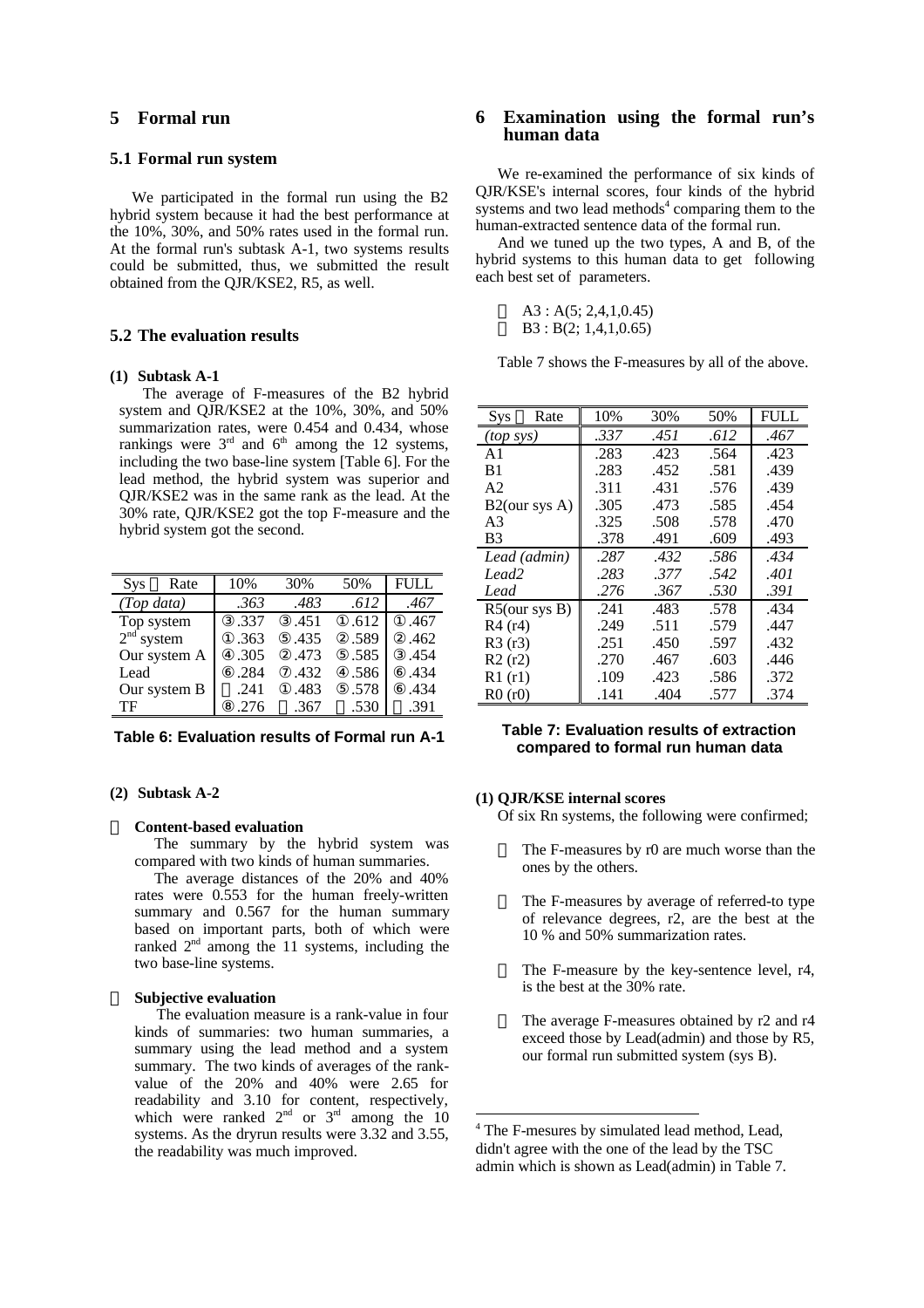## 5 Formal run

### 5.1 Formal run system

We participated in the formal run using the B2 hybrid system because it had the best performance at the 10%, 30%, and 50% rates used in the formal run. At the formal run's subtask A-1, two systems results could be submitted, thus, we submitted the result obtained from the QJR/KSE2, R5, as well.

### 5.2 The evaluation results

**(1) Subtask A-1**

The average of F-measures of the B2 hybrid system and QJR/KSE2 at the 10%, 30%, and 50% summarization rates, were 0.454 and 0.434, whose rankings were 3[rd] and 6[th] among the 12 systems, including the two base-line system [Table 6]. For the lead method, the hybrid system was superior and QJR/KSE2 was in the same rank as the lead. At the 30% rate, QJR/KSE2 got the top F-measure and the hybrid system got the second.

| Sys ＼ Rate | 10% | 30% | 50% | FULL |
|---|---|---|---|---|
| *(Top data)* | *.363* | *.483* | *.612* | *.467* |
| Top system | ③.337 | ③.451 | ①.612 | ①.467 |
| 2[nd] system | ①.363 | ⑤.435 | ②.589 | ②.462 |
| Our system A | ④.305 | ②.473 | ⑤.585 | ③.454 |
| Lead | ⑥.284 | ⑦.432 | ④.586 | ⑥.434 |
| Our system B | .241 | ①.483 | ⑤.578 | ⑥.434 |
| TF | ⑧.276 | .367 | .530 | .391 |

**Table 6: Evaluation results of Formal run A-1**

**(2) Subtask A-2**

**Content-based evaluation**

The summary by the hybrid system was compared with two kinds of human summaries.

The average distances of the 20% and 40% rates were 0.553 for the human freely-written summary and 0.567 for the human summary based on important parts, both of which were ranked 2[nd] among the 11 systems, including the two base-line systems.

**Subjective evaluation**

The evaluation measure is a rank-value in four kinds of summaries: two human summaries, a summary using the lead method and a system summary. The two kinds of averages of the rank-value of the 20% and 40% were 2.65 for readability and 3.10 for content, respectively, which were ranked 2[nd] or 3[rd] among the 10 systems. As the dryrun results were 3.32 and 3.55, the readability was much improved.

## 6 Examination using the formal run's human data

We re-examined the performance of six kinds of QJR/KSE's internal scores, four kinds of the hybrid systems and two lead methods[4] comparing them to the human-extracted sentence data of the formal run.

And we tuned up the two types, A and B, of the hybrid systems to this human data to get following each best set of parameters.

- A3 : A(5; 2,4,1,0.45)
- B3 : B(2; 1,4,1,0.65)

Table 7 shows the F-measures by all of the above.

| Sys ＼ Rate | 10% | 30% | 50% | FULL |
|---|---|---|---|---|
| *(top sys)* | *.337* | *.451* | *.612* | *.467* |
| A1 | .283 | .423 | .564 | .423 |
| B1 | .283 | .452 | .581 | .439 |
| A2 | .311 | .431 | .576 | .439 |
| B2(our sys A) | .305 | .473 | .585 | .454 |
| A3 | .325 | .508 | .578 | .470 |
| B3 | .378 | .491 | .609 | .493 |
| *Lead (admin)* | *.287* | *.432* | *.586* | *.434* |
| *Lead2* | *.283* | *.377* | *.542* | *.401* |
| *Lead* | *.276* | *.367* | *.530* | *.391* |
| R5(our sys B) | .241 | .483 | .578 | .434 |
| R4 (r4) | .249 | .511 | .579 | .447 |
| R3 (r3) | .251 | .450 | .597 | .432 |
| R2 (r2) | .270 | .467 | .603 | .446 |
| R1 (r1) | .109 | .423 | .586 | .372 |
| R0 (r0) | .141 | .404 | .577 | .374 |

**Table 7: Evaluation results of extraction compared to formal run human data**

**(1) QJR/KSE internal scores**

Of six Rn systems, the following were confirmed;

- The F-measures by r0 are much worse than the ones by the others.
- The F-measures by average of referred-to type of relevance degrees, r2, are the best at the 10 % and 50% summarization rates.
- The F-measure by the key-sentence level, r4, is the best at the 30% rate.
- The average F-measures obtained by r2 and r4 exceed those by Lead(admin) and those by R5, our formal run submitted system (sys B).

[4] The F-mesures by simulated lead method, Lead, didn't agree with the one of the lead by the TSC admin which is shown as Lead(admin) in Table 7.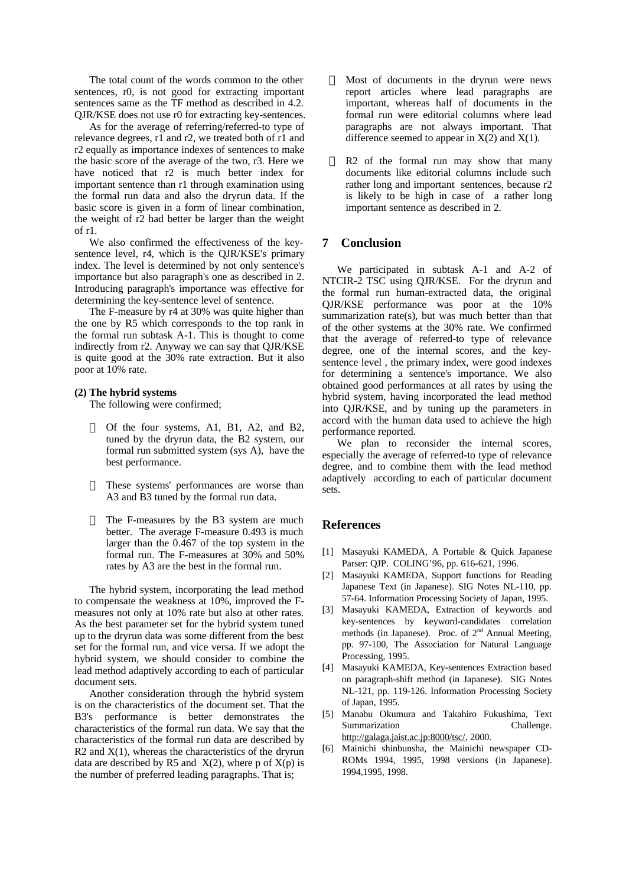The total count of the words common to the other sentences, r0, is not good for extracting important sentences same as the TF method as described in 4.2. QJR/KSE does not use r0 for extracting key-sentences.

As for the average of referring/referred-to type of relevance degrees, r1 and r2, we treated both of r1 and r2 equally as importance indexes of sentences to make the basic score of the average of the two, r3. Here we have noticed that r2 is much better index for important sentence than r1 through examination using the formal run data and also the dryrun data. If the basic score is given in a form of linear combination, the weight of r2 had better be larger than the weight of r1.

We also confirmed the effectiveness of the key-sentence level, r4, which is the QJR/KSE's primary index. The level is determined by not only sentence's importance but also paragraph's one as described in 2. Introducing paragraph's importance was effective for determining the key-sentence level of sentence.

The F-measure by r4 at 30% was quite higher than the one by R5 which corresponds to the top rank in the formal run subtask A-1. This is thought to come indirectly from r2. Anyway we can say that QJR/KSE is quite good at the 30% rate extraction. But it also poor at 10% rate.

**(2) The hybrid systems**

The following were confirmed;

- Of the four systems, A1, B1, A2, and B2, tuned by the dryrun data, the B2 system, our formal run submitted system (sys A), have the best performance.
- These systems' performances are worse than A3 and B3 tuned by the formal run data.
- The F-measures by the B3 system are much better. The average F-measure 0.493 is much larger than the 0.467 of the top system in the formal run. The F-measures at 30% and 50% rates by A3 are the best in the formal run.

The hybrid system, incorporating the lead method to compensate the weakness at 10%, improved the F-measures not only at 10% rate but also at other rates. As the best parameter set for the hybrid system tuned up to the dryrun data was some different from the best set for the formal run, and vice versa. If we adopt the hybrid system, we should consider to combine the lead method adaptively according to each of particular document sets.

Another consideration through the hybrid system is on the characteristics of the document set. That the B3's performance is better demonstrates the characteristics of the formal run data. We say that the characteristics of the formal run data are described by R2 and X(1), whereas the characteristics of the dryrun data are described by R5 and X(2), where p of X(p) is the number of preferred leading paragraphs. That is;

- Most of documents in the dryrun were news report articles where lead paragraphs are important, whereas half of documents in the formal run were editorial columns where lead paragraphs are not always important. That difference seemed to appear in X(2) and X(1).
- R2 of the formal run may show that many documents like editorial columns include such rather long and important sentences, because r2 is likely to be high in case of a rather long important sentence as described in 2.

## 7 Conclusion

We participated in subtask A-1 and A-2 of NTCIR-2 TSC using QJR/KSE. For the dryrun and the formal run human-extracted data, the original QJR/KSE performance was poor at the 10% summarization rate(s), but was much better than that of the other systems at the 30% rate. We confirmed that the average of referred-to type of relevance degree, one of the internal scores, and the key-sentence level , the primary index, were good indexes for determining a sentence's importance. We also obtained good performances at all rates by using the hybrid system, having incorporated the lead method into QJR/KSE, and by tuning up the parameters in accord with the human data used to achieve the high performance reported.

We plan to reconsider the internal scores, especially the average of referred-to type of relevance degree, and to combine them with the lead method adaptively according to each of particular document sets.

## References

[1] Masayuki KAMEDA, A Portable & Quick Japanese Parser: QJP. COLING'96, pp. 616-621, 1996.

[2] Masayuki KAMEDA, Support functions for Reading Japanese Text (in Japanese). SIG Notes NL-110, pp. 57-64. Information Processing Society of Japan, 1995.

[3] Masayuki KAMEDA, Extraction of keywords and key-sentences by keyword-candidates correlation methods (in Japanese). Proc. of 2nd Annual Meeting, pp. 97-100, The Association for Natural Language Processing, 1995.

[4] Masayuki KAMEDA, Key-sentences Extraction based on paragraph-shift method (in Japanese). SIG Notes NL-121, pp. 119-126. Information Processing Society of Japan, 1995.

[5] Manabu Okumura and Takahiro Fukushima, Text Summarization Challenge. http://galaga.jaist.ac.jp:8000/tsc/, 2000.

[6] Mainichi shinbunsha, the Mainichi newspaper CD-ROMs 1994, 1995, 1998 versions (in Japanese). 1994,1995, 1998.